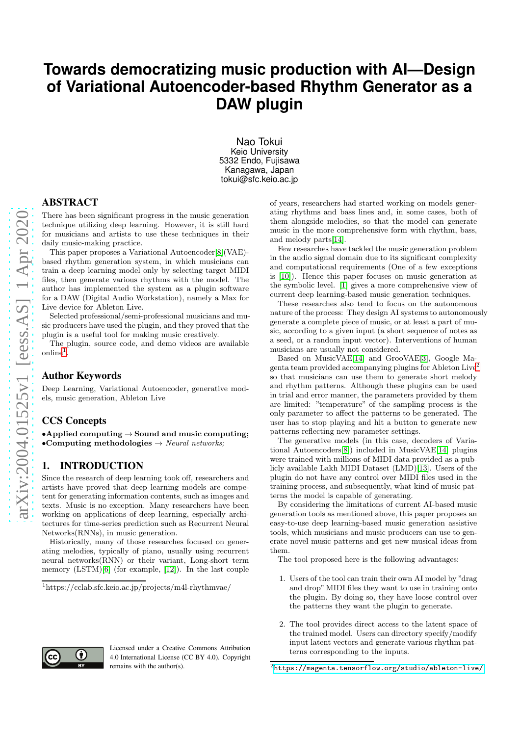# Towards democratizing music production with AI—Design of Variational Autoencoder-based Rhythm Generator as a DAW plugin

Nao Tokui
Keio University
5332 Endo, Fujisawa
Kanagawa, Japan
tokui@sfc.keio.ac.jp

## ABSTRACT

There has been significant progress in the music generation technique utilizing deep learning. However, it is still hard for musicians and artists to use these techniques in their daily music-making practice.

This paper proposes a Variational Autoencoder[8](VAE)-based rhythm generation system, in which musicians can train a deep learning model only by selecting target MIDI files, then generate various rhythms with the model. The author has implemented the system as a plugin software for a DAW (Digital Audio Workstation), namely a Max for Live device for Ableton Live.

Selected professional/semi-professional musicians and music producers have used the plugin, and they proved that the plugin is a useful tool for making music creatively.

The plugin, source code, and demo videos are available online[1].

## Author Keywords

Deep Learning, Variational Autoencoder, generative models, music generation, Ableton Live

## CCS Concepts

•**Applied computing** → **Sound and music computing;**
•**Computing methodologies** → *Neural networks;*

## 1. INTRODUCTION

Since the research of deep learning took off, researchers and artists have proved that deep learning models are competent for generating information contents, such as images and texts. Music is no exception. Many researchers have been working on applications of deep learning, especially architectures for time-series prediction such as Recurrent Neural Networks(RNNs), in music generation.

Historically, many of those researches focused on generating melodies, typically of piano, usually using recurrent neural networks(RNN) or their variant, Long-short term memory (LSTM)[6] (for example, [12]). In the last couple of years, researchers had started working on models generating rhythms and bass lines and, in some cases, both of them alongside melodies, so that the model can generate music in the more comprehensive form with rhythm, bass, and melody parts[14].

Few researches have tackled the music generation problem in the audio signal domain due to its significant complexity and computational requirements (One of a few exceptions is [10]). Hence this paper focuses on music generation at the symbolic level. [1] gives a more comprehensive view of current deep learning-based music generation techniques.

These researches also tend to focus on the autonomous nature of the process: They design AI systems to autonomously generate a complete piece of music, or at least a part of music, according to a given input (a short sequence of notes as a seed, or a random input vector). Interventions of human musicians are usually not considered.

Based on MusicVAE[14] and GrooVAE[3], Google Magenta team provided accompanying plugins for Ableton Live[2] so that musicians can use them to generate short melody and rhythm patterns. Although these plugins can be used in trial and error manner, the parameters provided by them are limited: "temperature" of the sampling process is the only parameter to affect the patterns to be generated. The user has to stop playing and hit a button to generate new patterns reflecting new parameter settings.

The generative models (in this case, decoders of Variational Autoencoders[8]) included in MusicVAE[14] plugins were trained with millions of MIDI data provided as a publicly available Lakh MIDI Dataset (LMD)[13]. Users of the plugin do not have any control over MIDI files used in the training process, and subsequently, what kind of music patterns the model is capable of generating.

By considering the limitations of current AI-based music generation tools as mentioned above, this paper proposes an easy-to-use deep learning-based music generation assistive tools, which musicians and music producers can use to generate novel music patterns and get new musical ideas from them.

The tool proposed here is the following advantages:

1. Users of the tool can train their own AI model by "drag and drop" MIDI files they want to use in training onto the plugin. By doing so, they have loose control over the patterns they want the plugin to generate.

2. The tool provides direct access to the latent space of the trained model. Users can directory specify/modify input latent vectors and generate various rhythm patterns corresponding to the inputs.

[1]https://cclab.sfc.keio.ac.jp/projects/m4l-rhythmvae/

[2]https://magenta.tensorflow.org/studio/ableton-live/

Licensed under a Creative Commons Attribution 4.0 International License (CC BY 4.0). Copyright remains with the author(s).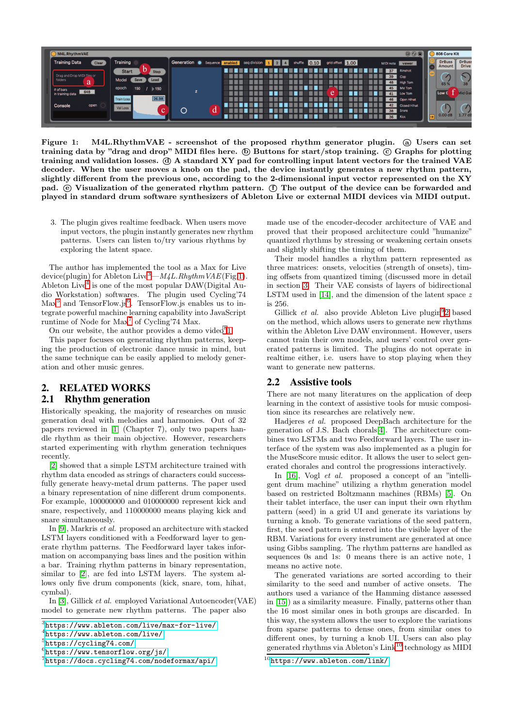**Figure 1: M4L.RhythmVAE - screenshot of the proposed rhythm generator plugin. ⓐ Users can set training data by "drag and drop" MIDI files here. ⓑ Buttons for start/stop training. ⓒ Graphs for plotting training and validation losses. ⓓ A standard XY pad for controlling input latent vectors for the trained VAE decoder. When the user moves a knob on the pad, the device instantly generates a new rhythm pattern, slightly different from the previous one, according to the 2-dimensional input vector represented on the XY pad. ⓔ Visualization of the generated rhythm pattern. ⓕ The output of the device can be forwarded and played in standard drum software synthesizers of Ableton Live or external MIDI devices via MIDI output.**

3. The plugin gives realtime feedback. When users move input vectors, the plugin instantly generates new rhythm patterns. Users can listen to/try various rhythms by exploring the latent space.

The author has implemented the tool as a Max for Live device(plugin) for Ableton Live[3]—*M4L.RhythmVAE* (Fig 1). Ableton Live[4] is one of the most popular DAW(Digital Audio Workstation) softwares. The plugin used Cycling'74 Max[5] and TensorFlow.js[6]. TensorFlow.js enables us to integrate powerful machine learning capability into JavaScript runtime of Node for Max[7] of Cycling'74 Max.

On our website, the author provides a demo video[8] [1].

This paper focuses on generating rhythm patterns, keeping the production of electronic dance music in mind, but the same technique can be easily applied to melody generation and other music genres.

## 2. RELATED WORKS

### 2.1 Rhythm generation

Historically speaking, the majority of researches on music generation deal with melodies and harmonies. Out of 32 papers reviewed in [1] (Chapter 7), only two papers handle rhythm as their main objective. However, researchers started experimenting with rhythm generation techniques recently.

[2] showed that a simple LSTM architecture trained with rhythm data encoded as strings of characters could successfully generate heavy-metal drum patterns. The paper used a binary representation of nine different drum components. For example, 100000000 and 010000000 represent kick and snare, respectively, and 110000000 means playing kick and snare simultaneously.

In [9], Markris *et al.* proposed an architecture with stacked LSTM layers conditioned with a Feedforward layer to generate rhythm patterns. The Feedforward layer takes information on accompanying bass lines and the position within a bar. Training rhythm patterns in binary representation, similar to [2], are fed into LSTM layers. The system allows only five drum components (kick, snare, tom, hihat, cymbal).

In [3], Gillick *et al.* employed Variational Autoencoder(VAE) model to generate new rhythm patterns. The paper also made use of the encoder-decoder architecture of VAE and proved that their proposed architecture could "humanize" quantized rhythms by stressing or weakening certain onsets and slightly shifting the timing of them.

Their model handles a rhythm pattern represented as three matrices: onsets, velocities (strength of onsets), timing offsets from quantized timing (discussed more in detail in section 3. Their VAE consists of layers of bidirectional LSTM used in [14], and the dimension of the latent space $z$ is 256.

Gillick *et al.* also provide Ableton Live plugin[9] [2] based on the method, which allows users to generate new rhythms within the Ableton Live DAW environment. However, users cannot train their own models, and users' control over generated patterns is limited. The plugins do not operate in realtime either, i.e. users have to stop playing when they want to generate new patterns.

### 2.2 Assistive tools

There are not many literatures on the application of deep learning in the context of assistive tools for music composition since its research are relatively new.

Hadjeres *et al.* proposed DeepBach architecture for the generation of J.S. Bach chorals[4]. The architecture combines two LSTMs and two Feedforward layers. The user interface of the system was also implemented as a plugin for the MuseScore music editor. It allows the user to select generated chorales and control the progressions interactively.

In [16], Vogl *et al.* proposed a concept of an "intelligent drum machine" utilizing a rhythm generation model based on restricted Boltzmann machines (RBMs) [5]. On their tablet interface, the user can input their own rhythm pattern (seed) in a grid UI and generate its variations by turning a knob. To generate variations of the seed pattern, first, the seed pattern is entered into the visible layer of the RBM. Variations for every instrument are generated at once using Gibbs sampling. The rhythm patterns are handled as sequences 0s and 1s: 0 means there is an active note, 1 means no active note.

The generated variations are sorted according to their similarity to the seed and number of active onsets. The authors used a variance of the Hamming distance assessed in [15]) as a similarity measure. Finally, patterns other than the 16 most similar ones in both groups are discarded. In this way, the system allows the user to explore the variations from sparse patterns to dense ones, from similar ones to different ones, by turning a knob UI. Users can also play generated rhythms via Ableton's Link[10] technology as MIDI

[3] https://www.ableton.com/live/max-for-live/
[4] https://www.ableton.com/live/
[5] https://cycling74.com/
[6] https://www.tensorflow.org/js/
[7] https://docs.cycling74.com/nodeformax/api/
[10] https://www.ableton.com/link/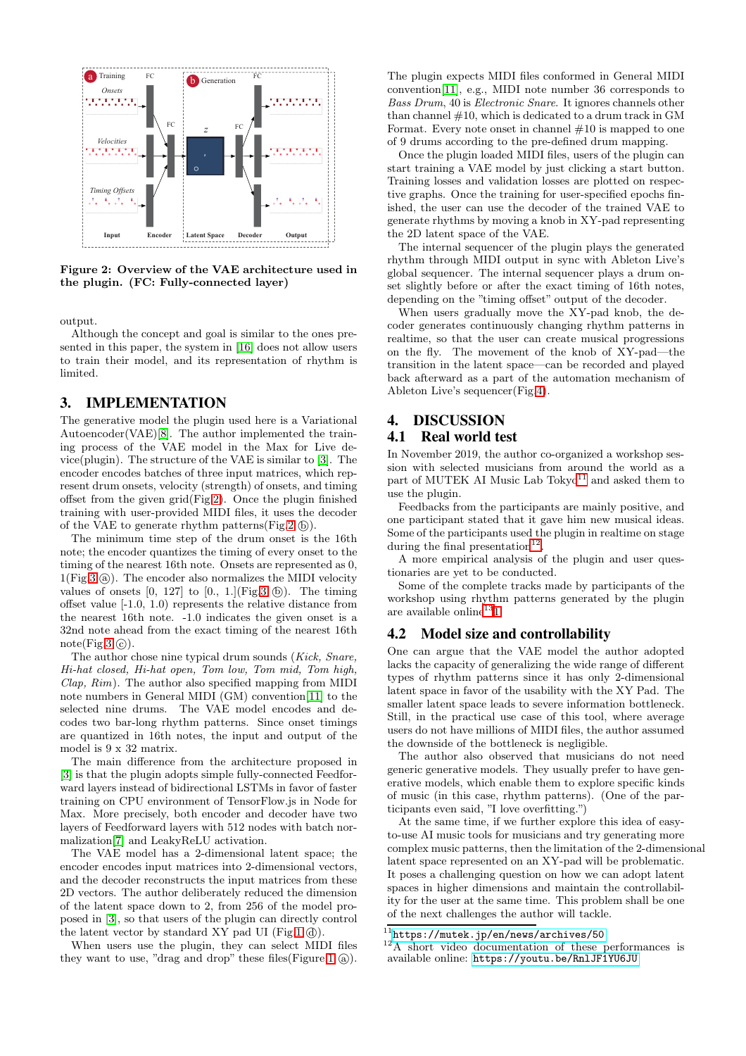Figure 2: Overview of the VAE architecture used in the plugin. (FC: Fully-connected layer)

output.

Although the concept and goal is similar to the ones presented in this paper, the system in [16] does not allow users to train their model, and its representation of rhythm is limited.

## 3. IMPLEMENTATION

The generative model the plugin used here is a Variational Autoencoder(VAE)[8]. The author implemented the training process of the VAE model in the Max for Live device(plugin). The structure of the VAE is similar to [3]. The encoder encodes batches of three input matrices, which represent drum onsets, velocity (strength) of onsets, and timing offset from the given grid(Fig.2). Once the plugin finished training with user-provided MIDI files, it uses the decoder of the VAE to generate rhythm patterns(Fig.2 ⓑ).

The minimum time step of the drum onset is the 16th note; the encoder quantizes the timing of every onset to the timing of the nearest 16th note. Onsets are represented as 0, 1(Fig.3 ⓐ). The encoder also normalizes the MIDI velocity values of onsets [0, 127] to [0., 1.](Fig.3 ⓑ). The timing offset value [-1.0, 1.0) represents the relative distance from the nearest 16th note. -1.0 indicates the given onset is a 32nd note ahead from the exact timing of the nearest 16th note(Fig.3 ⓒ).

The author chose nine typical drum sounds (*Kick, Snare, Hi-hat closed, Hi-hat open, Tom low, Tom mid, Tom high, Clap, Rim*). The author also specified mapping from MIDI note numbers in General MIDI (GM) convention[11] to the selected nine drums. The VAE model encodes and decodes two bar-long rhythm patterns. Since onset timings are quantized in 16th notes, the input and output of the model is 9 x 32 matrix.

The main difference from the architecture proposed in [3] is that the plugin adopts simple fully-connected Feedforward layers instead of bidirectional LSTMs in favor of faster training on CPU environment of TensorFlow.js in Node for Max. More precisely, both encoder and decoder have two layers of Feedforward layers with 512 nodes with batch normalization[7] and LeakyReLU activation.

The VAE model has a 2-dimensional latent space; the encoder encodes input matrices into 2-dimensional vectors, and the decoder reconstructs the input matrices from these 2D vectors. The author deliberately reduced the dimension of the latent space down to 2, from 256 of the model proposed in [3], so that users of the plugin can directly control the latent vector by standard XY pad UI (Fig.1 ⓓ).

When users use the plugin, they can select MIDI files they want to use, "drag and drop" these files(Figure 1 ⓐ).

The plugin expects MIDI files conformed in General MIDI convention[11], e.g., MIDI note number 36 corresponds to *Bass Drum*, 40 is *Electronic Snare*. It ignores channels other than channel #10, which is dedicated to a drum track in GM Format. Every note onset in channel #10 is mapped to one of 9 drums according to the pre-defined drum mapping.

Once the plugin loaded MIDI files, users of the plugin can start training a VAE model by just clicking a start button. Training losses and validation losses are plotted on respective graphs. Once the training for user-specified epochs finished, the user can use the decoder of the trained VAE to generate rhythms by moving a knob in XY-pad representing the 2D latent space of the VAE.

The internal sequencer of the plugin plays the generated rhythm through MIDI output in sync with Ableton Live's global sequencer. The internal sequencer plays a drum onset slightly before or after the exact timing of 16th notes, depending on the "timing offset" output of the decoder.

When users gradually move the XY-pad knob, the decoder generates continuously changing rhythm patterns in realtime, so that the user can create musical progressions on the fly. The movement of the knob of XY-pad—the transition in the latent space—can be recorded and played back afterward as a part of the automation mechanism of Ableton Live's sequencer(Fig.4).

## 4. DISCUSSION

### 4.1 Real world test

In November 2019, the author co-organized a workshop session with selected musicians from around the world as a part of MUTEK AI Music Lab Tokyo[11] and asked them to use the plugin.

Feedbacks from the participants are mainly positive, and one participant stated that it gave him new musical ideas. Some of the participants used the plugin in realtime on stage during the final presentation[12].

A more empirical analysis of the plugin and user questionaries are yet to be conducted.

Some of the complete tracks made by participants of the workshop using rhythm patterns generated by the plugin are available online[13][1].

### 4.2 Model size and controllability

One can argue that the VAE model the author adopted lacks the capacity of generalizing the wide range of different types of rhythm patterns since it has only 2-dimensional latent space in favor of the usability with the XY Pad. The smaller latent space leads to severe information bottleneck. Still, in the practical use case of this tool, where average users do not have millions of MIDI files, the author assumed the downside of the bottleneck is negligible.

The author also observed that musicians do not need generic generative models. They usually prefer to have generative models, which enable them to explore specific kinds of music (in this case, rhythm patterns). (One of the participants even said, "I love overfitting.")

At the same time, if we further explore this idea of easy-to-use AI music tools for musicians and try generating more complex music patterns, then the limitation of the 2-dimensional latent space represented on an XY-pad will be problematic. It poses a challenging question on how we can adopt latent spaces in higher dimensions and maintain the controllability for the user at the same time. This problem shall be one of the next challenges the author will tackle.

[11] https://mutek.jp/en/news/archives/50

[12] A short video documentation of these performances is available online: https://youtu.be/RnlJF1YU6JU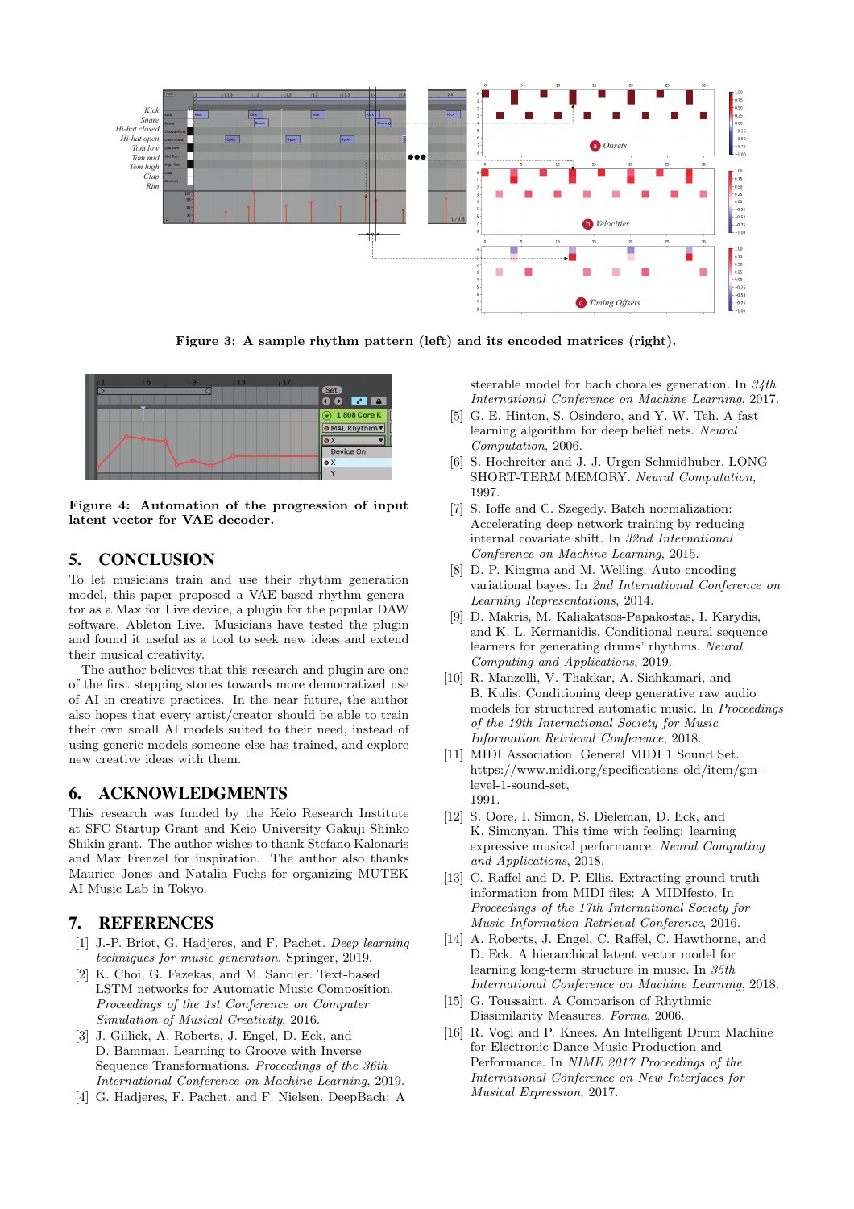Figure 3: A sample rhythm pattern (left) and its encoded matrices (right).

Figure 4: Automation of the progression of input latent vector for VAE decoder.

## 5. CONCLUSION

To let musicians train and use their rhythm generation model, this paper proposed a VAE-based rhythm generator as a Max for Live device, a plugin for the popular DAW software, Ableton Live. Musicians have tested the plugin and found it useful as a tool to seek new ideas and extend their musical creativity.

The author believes that this research and plugin are one of the first stepping stones towards more democratized use of AI in creative practices. In the near future, the author also hopes that every artist/creator should be able to train their own small AI models suited to their need, instead of using generic models someone else has trained, and explore new creative ideas with them.

## 6. ACKNOWLEDGMENTS

This research was funded by the Keio Research Institute at SFC Startup Grant and Keio University Gakuji Shinko Shikin grant. The author wishes to thank Stefano Kalonaris and Max Frenzel for inspiration. The author also thanks Maurice Jones and Natalia Fuchs for organizing MUTEK AI Music Lab in Tokyo.

## 7. REFERENCES

[1] J.-P. Briot, G. Hadjeres, and F. Pachet. *Deep learning techniques for music generation*. Springer, 2019.

[2] K. Choi, G. Fazekas, and M. Sandler. Text-based LSTM networks for Automatic Music Composition. *Proceedings of the 1st Conference on Computer Simulation of Musical Creativity*, 2016.

[3] J. Gillick, A. Roberts, J. Engel, D. Eck, and D. Bamman. Learning to Groove with Inverse Sequence Transformations. *Proceedings of the 36th International Conference on Machine Learning*, 2019.

[4] G. Hadjeres, F. Pachet, and F. Nielsen. DeepBach: A steerable model for bach chorales generation. In *34th International Conference on Machine Learning*, 2017.

[5] G. E. Hinton, S. Osindero, and Y. W. Teh. A fast learning algorithm for deep belief nets. *Neural Computation*, 2006.

[6] S. Hochreiter and J. J. Urgen Schmidhuber. LONG SHORT-TERM MEMORY. *Neural Computation*, 1997.

[7] S. Ioffe and C. Szegedy. Batch normalization: Accelerating deep network training by reducing internal covariate shift. In *32nd International Conference on Machine Learning*, 2015.

[8] D. P. Kingma and M. Welling. Auto-encoding variational bayes. In *2nd International Conference on Learning Representations*, 2014.

[9] D. Makris, M. Kaliakatsos-Papakostas, I. Karydis, and K. L. Kermanidis. Conditional neural sequence learners for generating drums' rhythms. *Neural Computing and Applications*, 2019.

[10] R. Manzelli, V. Thakkar, A. Siahkamari, and B. Kulis. Conditioning deep generative raw audio models for structured automatic music. In *Proceedings of the 19th International Society for Music Information Retrieval Conference*, 2018.

[11] MIDI Association. General MIDI 1 Sound Set. https://www.midi.org/specifications-old/item/gm-level-1-sound-set, 1991.

[12] S. Oore, I. Simon, S. Dieleman, D. Eck, and K. Simonyan. This time with feeling: learning expressive musical performance. *Neural Computing and Applications*, 2018.

[13] C. Raffel and D. P. Ellis. Extracting ground truth information from MIDI files: A MIDIfesto. In *Proceedings of the 17th International Society for Music Information Retrieval Conference*, 2016.

[14] A. Roberts, J. Engel, C. Raffel, C. Hawthorne, and D. Eck. A hierarchical latent vector model for learning long-term structure in music. In *35th International Conference on Machine Learning*, 2018.

[15] G. Toussaint. A Comparison of Rhythmic Dissimilarity Measures. *Forma*, 2006.

[16] R. Vogl and P. Knees. An Intelligent Drum Machine for Electronic Dance Music Production and Performance. In *NIME 2017 Proceedings of the International Conference on New Interfaces for Musical Expression*, 2017.